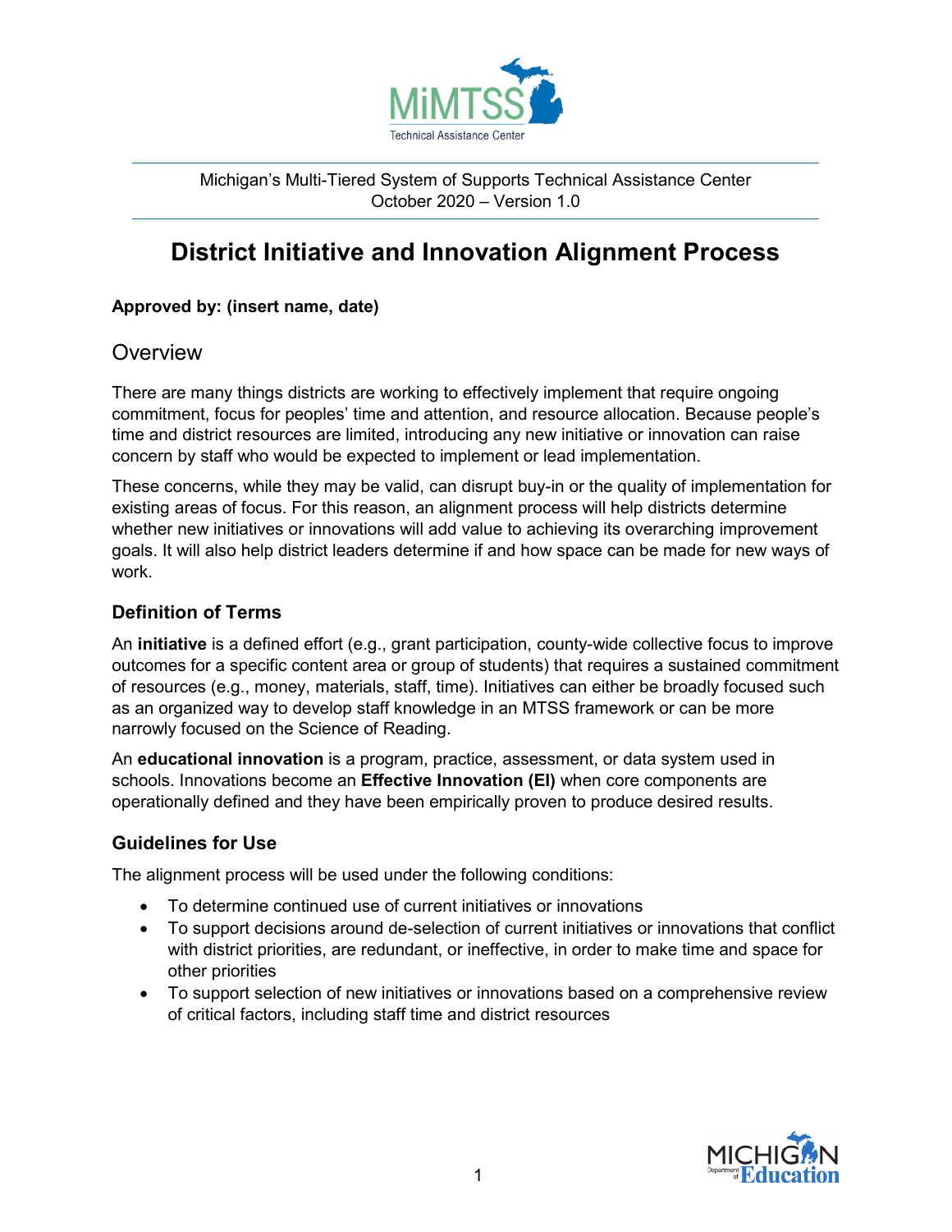Michigan's Multi-Tiered System of Supports Technical Assistance Center
October 2020 – Version 1.0

# District Initiative and Innovation Alignment Process

**Approved by: (insert name, date)**

## Overview

There are many things districts are working to effectively implement that require ongoing commitment, focus for peoples' time and attention, and resource allocation. Because people's time and district resources are limited, introducing any new initiative or innovation can raise concern by staff who would be expected to implement or lead implementation.

These concerns, while they may be valid, can disrupt buy-in or the quality of implementation for existing areas of focus. For this reason, an alignment process will help districts determine whether new initiatives or innovations will add value to achieving its overarching improvement goals. It will also help district leaders determine if and how space can be made for new ways of work.

### Definition of Terms

An **initiative** is a defined effort (e.g., grant participation, county-wide collective focus to improve outcomes for a specific content area or group of students) that requires a sustained commitment of resources (e.g., money, materials, staff, time). Initiatives can either be broadly focused such as an organized way to develop staff knowledge in an MTSS framework or can be more narrowly focused on the Science of Reading.

An **educational innovation** is a program, practice, assessment, or data system used in schools. Innovations become an **Effective Innovation (EI)** when core components are operationally defined and they have been empirically proven to produce desired results.

### Guidelines for Use

The alignment process will be used under the following conditions:

- To determine continued use of current initiatives or innovations
- To support decisions around de-selection of current initiatives or innovations that conflict with district priorities, are redundant, or ineffective, in order to make time and space for other priorities
- To support selection of new initiatives or innovations based on a comprehensive review of critical factors, including staff time and district resources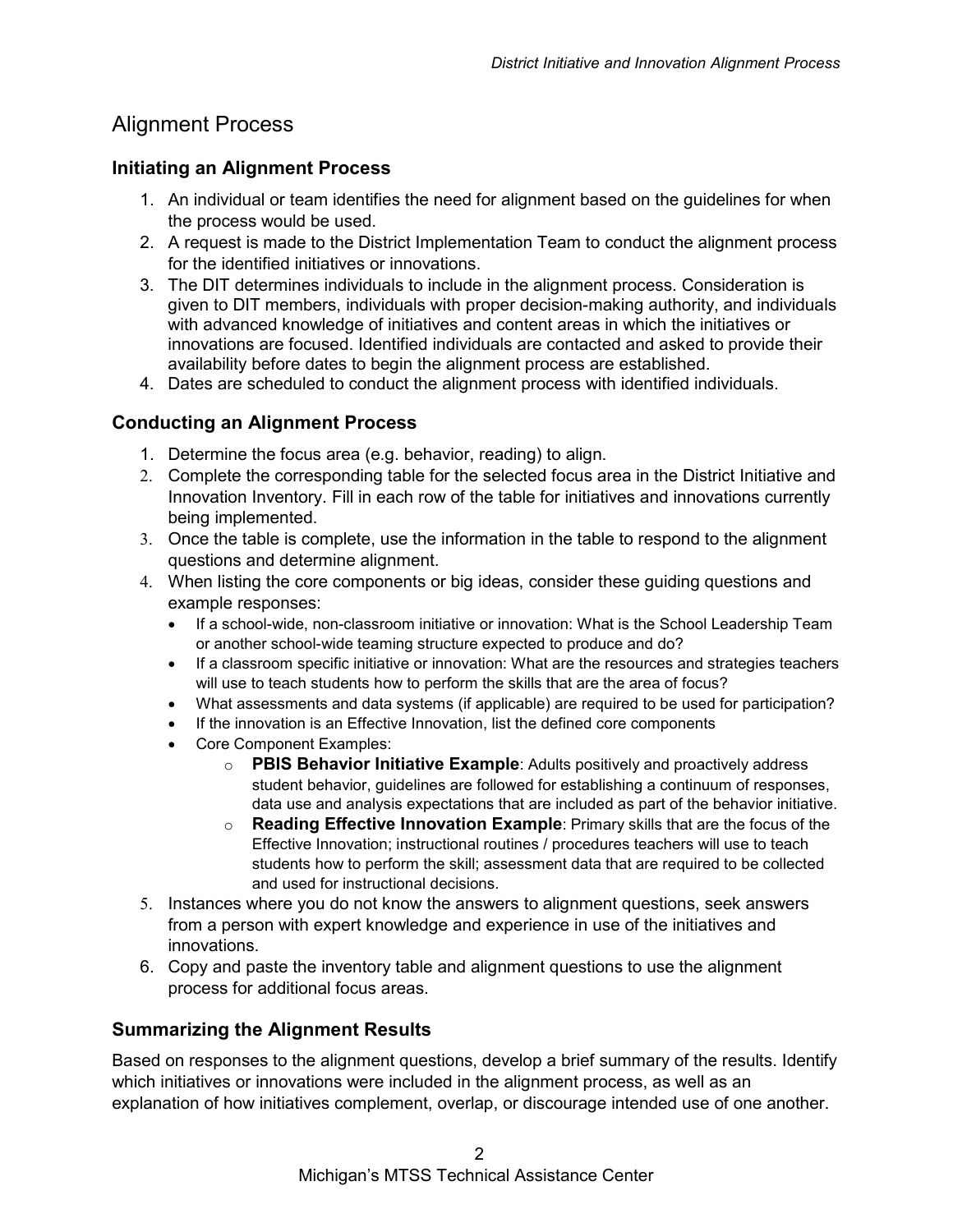## Alignment Process

### Initiating an Alignment Process

1. An individual or team identifies the need for alignment based on the guidelines for when the process would be used.
2. A request is made to the District Implementation Team to conduct the alignment process for the identified initiatives or innovations.
3. The DIT determines individuals to include in the alignment process. Consideration is given to DIT members, individuals with proper decision-making authority, and individuals with advanced knowledge of initiatives and content areas in which the initiatives or innovations are focused. Identified individuals are contacted and asked to provide their availability before dates to begin the alignment process are established.
4. Dates are scheduled to conduct the alignment process with identified individuals.

### Conducting an Alignment Process

1. Determine the focus area (e.g. behavior, reading) to align.
2. Complete the corresponding table for the selected focus area in the District Initiative and Innovation Inventory. Fill in each row of the table for initiatives and innovations currently being implemented.
3. Once the table is complete, use the information in the table to respond to the alignment questions and determine alignment.
4. When listing the core components or big ideas, consider these guiding questions and example responses:
   - If a school-wide, non-classroom initiative or innovation: What is the School Leadership Team or another school-wide teaming structure expected to produce and do?
   - If a classroom specific initiative or innovation: What are the resources and strategies teachers will use to teach students how to perform the skills that are the area of focus?
   - What assessments and data systems (if applicable) are required to be used for participation?
   - If the innovation is an Effective Innovation, list the defined core components
   - Core Component Examples:
     - **PBIS Behavior Initiative Example**: Adults positively and proactively address student behavior, guidelines are followed for establishing a continuum of responses, data use and analysis expectations that are included as part of the behavior initiative.
     - **Reading Effective Innovation Example**: Primary skills that are the focus of the Effective Innovation; instructional routines / procedures teachers will use to teach students how to perform the skill; assessment data that are required to be collected and used for instructional decisions.
5. Instances where you do not know the answers to alignment questions, seek answers from a person with expert knowledge and experience in use of the initiatives and innovations.
6. Copy and paste the inventory table and alignment questions to use the alignment process for additional focus areas.

### Summarizing the Alignment Results

Based on responses to the alignment questions, develop a brief summary of the results. Identify which initiatives or innovations were included in the alignment process, as well as an explanation of how initiatives complement, overlap, or discourage intended use of one another.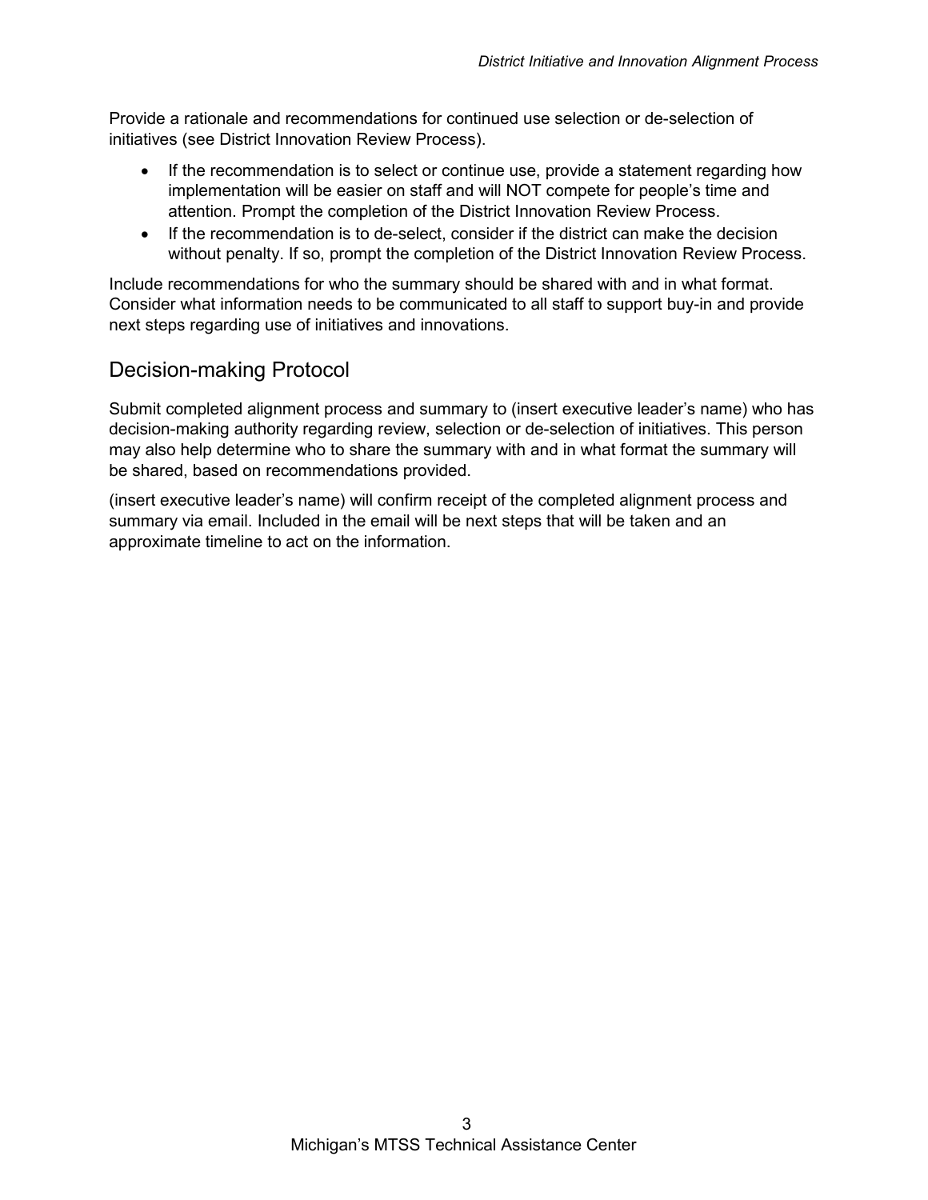Provide a rationale and recommendations for continued use selection or de-selection of initiatives (see District Innovation Review Process).

- If the recommendation is to select or continue use, provide a statement regarding how implementation will be easier on staff and will NOT compete for people's time and attention. Prompt the completion of the District Innovation Review Process.
- If the recommendation is to de-select, consider if the district can make the decision without penalty. If so, prompt the completion of the District Innovation Review Process.

Include recommendations for who the summary should be shared with and in what format. Consider what information needs to be communicated to all staff to support buy-in and provide next steps regarding use of initiatives and innovations.

## Decision-making Protocol

Submit completed alignment process and summary to (insert executive leader's name) who has decision-making authority regarding review, selection or de-selection of initiatives. This person may also help determine who to share the summary with and in what format the summary will be shared, based on recommendations provided.

(insert executive leader's name) will confirm receipt of the completed alignment process and summary via email. Included in the email will be next steps that will be taken and an approximate timeline to act on the information.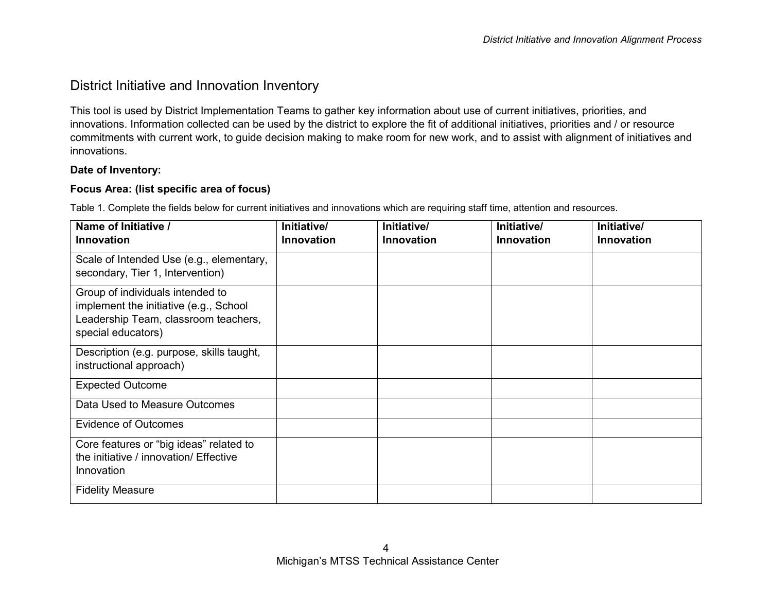## District Initiative and Innovation Inventory

This tool is used by District Implementation Teams to gather key information about use of current initiatives, priorities, and innovations. Information collected can be used by the district to explore the fit of additional initiatives, priorities and / or resource commitments with current work, to guide decision making to make room for new work, and to assist with alignment of initiatives and innovations.

**Date of Inventory:**

**Focus Area: (list specific area of focus)**

Table 1. Complete the fields below for current initiatives and innovations which are requiring staff time, attention and resources.

| **Name of Initiative / Innovation** | **Initiative/ Innovation** | **Initiative/ Innovation** | **Initiative/ Innovation** | **Initiative/ Innovation** |
|---|---|---|---|---|
| Scale of Intended Use (e.g., elementary, secondary, Tier 1, Intervention) | | | | |
| Group of individuals intended to implement the initiative (e.g., School Leadership Team, classroom teachers, special educators) | | | | |
| Description (e.g. purpose, skills taught, instructional approach) | | | | |
| Expected Outcome | | | | |
| Data Used to Measure Outcomes | | | | |
| Evidence of Outcomes | | | | |
| Core features or “big ideas” related to the initiative / innovation/ Effective Innovation | | | | |
| Fidelity Measure | | | | |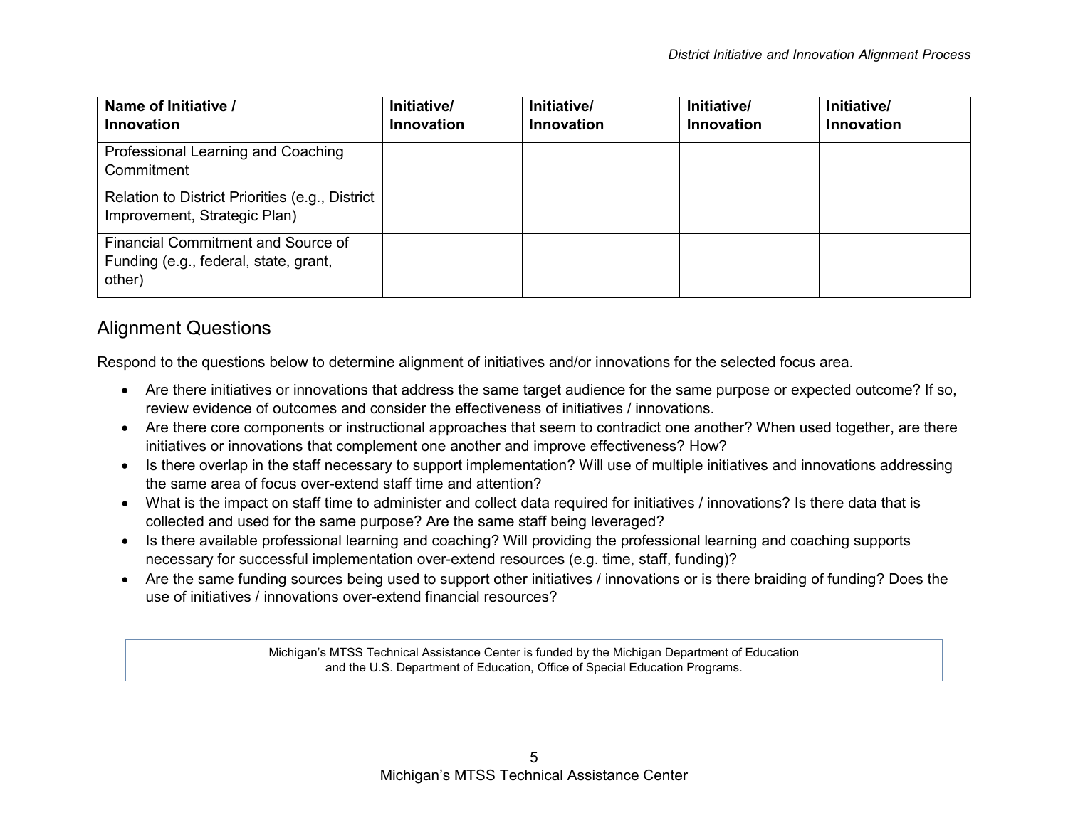| Name of Initiative / Innovation | Initiative/ Innovation | Initiative/ Innovation | Initiative/ Innovation | Initiative/ Innovation |
|---|---|---|---|---|
| Professional Learning and Coaching Commitment | | | | |
| Relation to District Priorities (e.g., District Improvement, Strategic Plan) | | | | |
| Financial Commitment and Source of Funding (e.g., federal, state, grant, other) | | | | |

## Alignment Questions

Respond to the questions below to determine alignment of initiatives and/or innovations for the selected focus area.

- Are there initiatives or innovations that address the same target audience for the same purpose or expected outcome? If so, review evidence of outcomes and consider the effectiveness of initiatives / innovations.
- Are there core components or instructional approaches that seem to contradict one another? When used together, are there initiatives or innovations that complement one another and improve effectiveness? How?
- Is there overlap in the staff necessary to support implementation? Will use of multiple initiatives and innovations addressing the same area of focus over-extend staff time and attention?
- What is the impact on staff time to administer and collect data required for initiatives / innovations? Is there data that is collected and used for the same purpose? Are the same staff being leveraged?
- Is there available professional learning and coaching? Will providing the professional learning and coaching supports necessary for successful implementation over-extend resources (e.g. time, staff, funding)?
- Are the same funding sources being used to support other initiatives / innovations or is there braiding of funding? Does the use of initiatives / innovations over-extend financial resources?

Michigan's MTSS Technical Assistance Center is funded by the Michigan Department of Education and the U.S. Department of Education, Office of Special Education Programs.